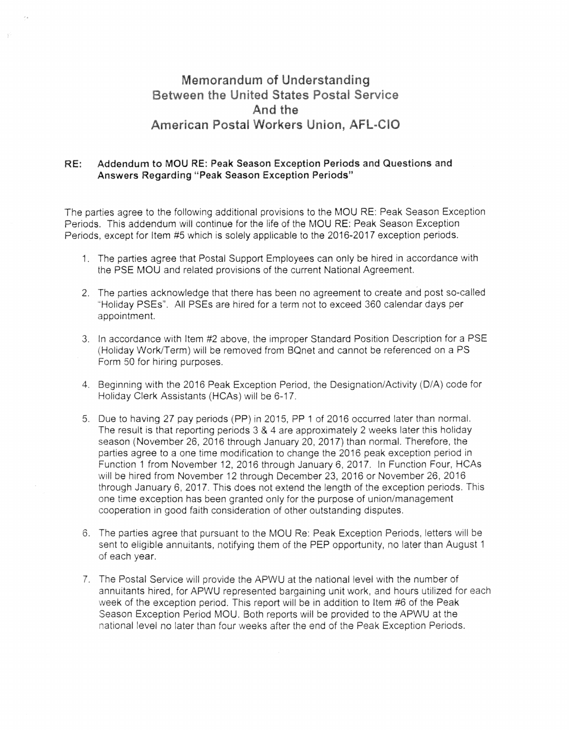# Memorandum of Understanding Between the United States Postal Service And the American Postal Workers Union, AFL-CIO

**RE: Addendum to MOU RE: Peak Season Exception Periods and Questions and Answers Regarding "Peak Season Exception Periods"**

The parties agree to the following additional provisions to the MOU RE: Peak Season Exception Periods. This addendum will continue for the life of the MOU RE: Peak Season Exception Periods, except for Item #5 which is solely applicable to the 2016-2017 exception periods.

1. The parties agree that Postal Support Employees can only be hired in accordance with the PSE MOU and related provisions of the current National Agreement.

2. The parties acknowledge that there has been no agreement to create and post so-called "Holiday PSEs". All PSEs are hired for a term not to exceed 360 calendar days per appointment.

3. In accordance with Item #2 above, the improper Standard Position Description for a PSE (Holiday Work/Term) will be removed from BQnet and cannot be referenced on a PS Form 50 for hiring purposes.

4. Beginning with the 2016 Peak Exception Period, the Designation/Activity (D/A) code for Holiday Clerk Assistants (HCAs) will be 6-17.

5. Due to having 27 pay periods (PP) in 2015, PP 1 of 2016 occurred later than normal. The result is that reporting periods 3 & 4 are approximately 2 weeks later this holiday season (November 26, 2016 through January 20, 2017) than normal. Therefore, the parties agree to a one time modification to change the 2016 peak exception period in Function 1 from November 12, 2016 through January 6, 2017. In Function Four, HCAs will be hired from November 12 through December 23, 2016 or November 26, 2016 through January 6, 2017. This does not extend the length of the exception periods. This one time exception has been granted only for the purpose of union/management cooperation in good faith consideration of other outstanding disputes.

6. The parties agree that pursuant to the MOU Re: Peak Exception Periods, letters will be sent to eligible annuitants, notifying them of the PEP opportunity, no later than August 1 of each year.

7. The Postal Service will provide the APWU at the national level with the number of annuitants hired, for APWU represented bargaining unit work, and hours utilized for each week of the exception period. This report will be in addition to Item #6 of the Peak Season Exception Period MOU. Both reports will be provided to the APWU at the national level no later than four weeks after the end of the Peak Exception Periods.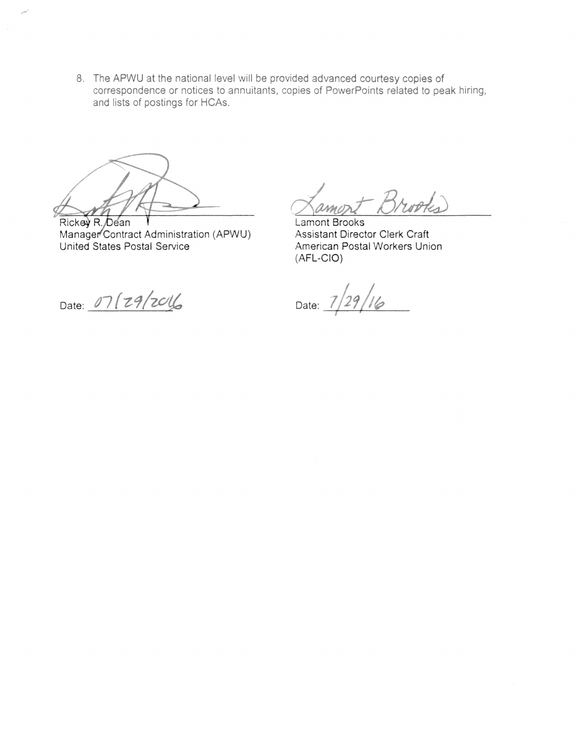8. The APWU at the national level will be provided advanced courtesy copies of correspondence or notices to annuitants, copies of PowerPoints related to peak hiring, and lists of postings for HCAs.

| | |
|---|---|
| Rickey R. Dean | Lamont Brooks |
| Manager Contract Administration (APWU) | Assistant Director Clerk Craft |
| United States Postal Service | American Postal Workers Union (AFL-CIO) |
| Date: 07/29/2016 | Date: 7/29/16 |